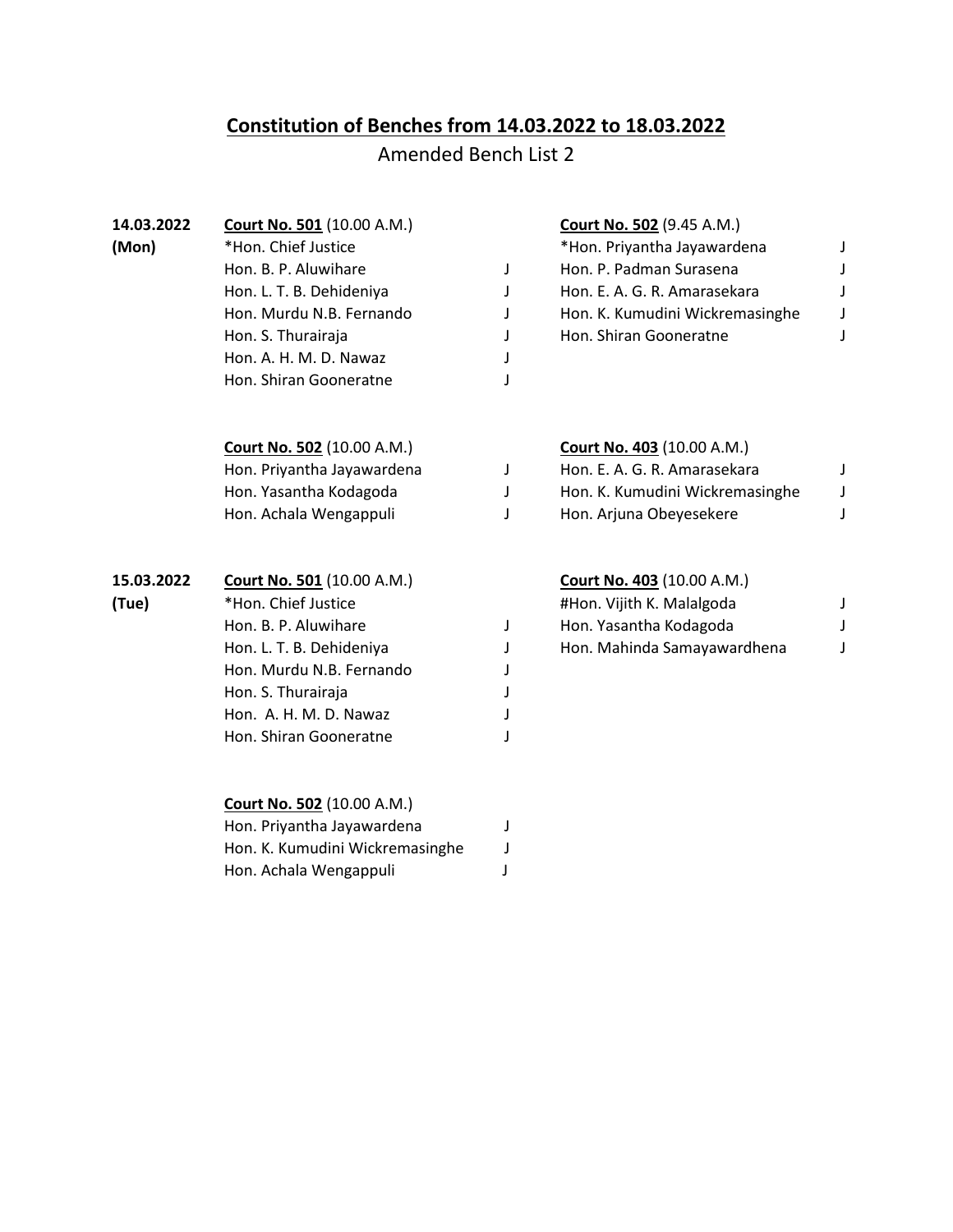# Constitution of Benches from 14.03.2022 to 18.03.2022

Amended Bench List 2

**14.03.2022 (Mon)**

**Court No. 501** (10.00 A.M.)
*Hon. Chief Justice
Hon. B. P. Aluwihare J
Hon. L. T. B. Dehideniya J
Hon. Murdu N.B. Fernando J
Hon. S. Thurairaja J
Hon. A. H. M. D. Nawaz J
Hon. Shiran Gooneratne J

**Court No. 502** (9.45 A.M.)
*Hon. Priyantha Jayawardena J
Hon. P. Padman Surasena J
Hon. E. A. G. R. Amarasekara J
Hon. K. Kumudini Wickremasinghe J
Hon. Shiran Gooneratne J

**Court No. 502** (10.00 A.M.)
Hon. Priyantha Jayawardena J
Hon. Yasantha Kodagoda J
Hon. Achala Wengappuli J

**Court No. 403** (10.00 A.M.)
Hon. E. A. G. R. Amarasekara J
Hon. K. Kumudini Wickremasinghe J
Hon. Arjuna Obeyesekere J

**15.03.2022 (Tue)**

**Court No. 501** (10.00 A.M.)
*Hon. Chief Justice
Hon. B. P. Aluwihare J
Hon. L. T. B. Dehideniya J
Hon. Murdu N.B. Fernando J
Hon. S. Thurairaja J
Hon. A. H. M. D. Nawaz J
Hon. Shiran Gooneratne J

**Court No. 403** (10.00 A.M.)
#Hon. Vijith K. Malalgoda J
Hon. Yasantha Kodagoda J
Hon. Mahinda Samayawardhena J

**Court No. 502** (10.00 A.M.)
Hon. Priyantha Jayawardena J
Hon. K. Kumudini Wickremasinghe J
Hon. Achala Wengappuli J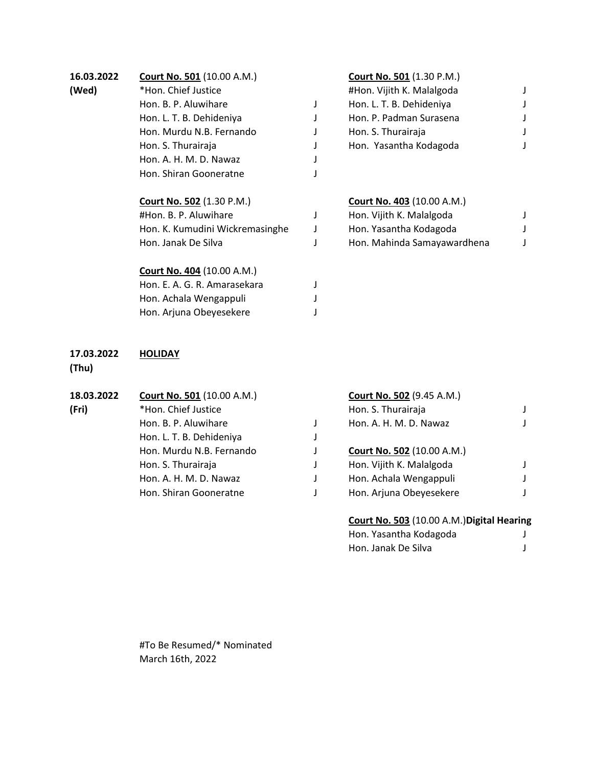**16.03.2022 (Wed)**

**Court No. 501** (10.00 A.M.)

| | |
|---|---|
| *Hon. Chief Justice | |
| Hon. B. P. Aluwihare | J |
| Hon. L. T. B. Dehideniya | J |
| Hon. Murdu N.B. Fernando | J |
| Hon. S. Thurairaja | J |
| Hon. A. H. M. D. Nawaz | J |
| Hon. Shiran Gooneratne | J |

**Court No. 501** (1.30 P.M.)

| | |
|---|---|
| #Hon. Vijith K. Malalgoda | J |
| Hon. L. T. B. Dehideniya | J |
| Hon. P. Padman Surasena | J |
| Hon. S. Thurairaja | J |
| Hon. Yasantha Kodagoda | J |

**Court No. 502** (1.30 P.M.)

| | |
|---|---|
| #Hon. B. P. Aluwihare | J |
| Hon. K. Kumudini Wickremasinghe | J |
| Hon. Janak De Silva | J |

**Court No. 403** (10.00 A.M.)

| | |
|---|---|
| Hon. Vijith K. Malalgoda | J |
| Hon. Yasantha Kodagoda | J |
| Hon. Mahinda Samayawardhena | J |

**Court No. 404** (10.00 A.M.)

| | |
|---|---|
| Hon. E. A. G. R. Amarasekara | J |
| Hon. Achala Wengappuli | J |
| Hon. Arjuna Obeyesekere | J |

**17.03.2022 (Thu)**

**HOLIDAY**

**18.03.2022 (Fri)**

**Court No. 501** (10.00 A.M.)

| | |
|---|---|
| *Hon. Chief Justice | |
| Hon. B. P. Aluwihare | J |
| Hon. L. T. B. Dehideniya | J |
| Hon. Murdu N.B. Fernando | J |
| Hon. S. Thurairaja | J |
| Hon. A. H. M. D. Nawaz | J |
| Hon. Shiran Gooneratne | J |

**Court No. 502** (9.45 A.M.)

| | |
|---|---|
| Hon. S. Thurairaja | J |
| Hon. A. H. M. D. Nawaz | J |

**Court No. 502** (10.00 A.M.)

| | |
|---|---|
| Hon. Vijith K. Malalgoda | J |
| Hon. Achala Wengappuli | J |
| Hon. Arjuna Obeyesekere | J |

**Court No. 503** (10.00 A.M.) **Digital Hearing**

| | |
|---|---|
| Hon. Yasantha Kodagoda | J |
| Hon. Janak De Silva | J |

#To Be Resumed/* Nominated

March 16th, 2022